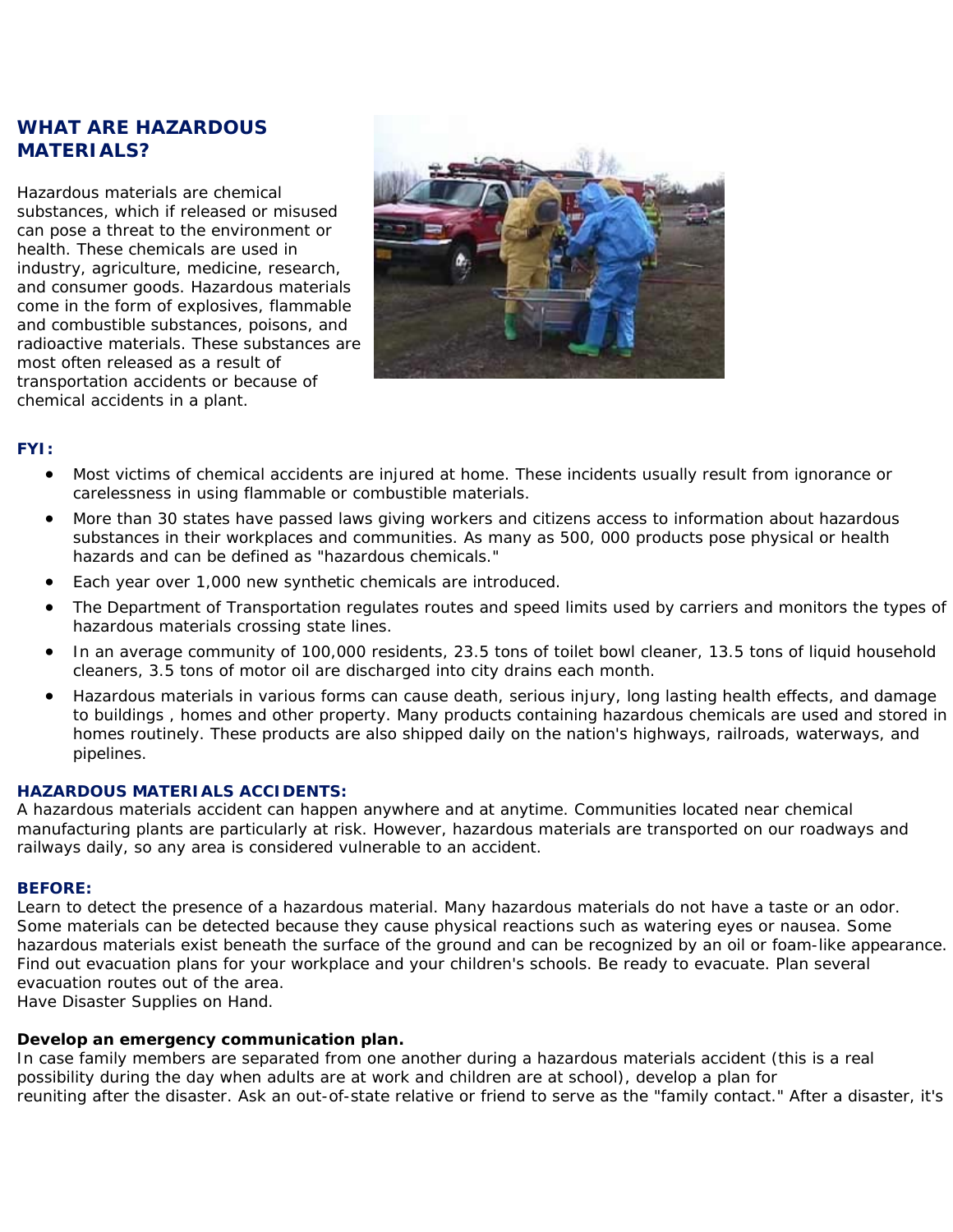## WHAT ARE HAZARDOUS MATERIALS?

Hazardous materials are chemical substances, which if released or misused can pose a threat to the environment or health. These chemicals are used in industry, agriculture, medicine, research, and consumer goods. Hazardous materials come in the form of explosives, flammable and combustible substances, poisons, and radioactive materials. These substances are most often released as a result of transportation accidents or because of chemical accidents in a plant.

**FYI:**

- Most victims of chemical accidents are injured at home. These incidents usually result from ignorance or carelessness in using flammable or combustible materials.
- More than 30 states have passed laws giving workers and citizens access to information about hazardous substances in their workplaces and communities. As many as 500, 000 products pose physical or health hazards and can be defined as "hazardous chemicals."
- Each year over 1,000 new synthetic chemicals are introduced.
- The Department of Transportation regulates routes and speed limits used by carriers and monitors the types of hazardous materials crossing state lines.
- In an average community of 100,000 residents, 23.5 tons of toilet bowl cleaner, 13.5 tons of liquid household cleaners, 3.5 tons of motor oil are discharged into city drains each month.
- Hazardous materials in various forms can cause death, serious injury, long lasting health effects, and damage to buildings , homes and other property. Many products containing hazardous chemicals are used and stored in homes routinely. These products are also shipped daily on the nation's highways, railroads, waterways, and pipelines.

**HAZARDOUS MATERIALS ACCIDENTS:**

A hazardous materials accident can happen anywhere and at anytime. Communities located near chemical manufacturing plants are particularly at risk. However, hazardous materials are transported on our roadways and railways daily, so any area is considered vulnerable to an accident.

**BEFORE:**

Learn to detect the presence of a hazardous material. Many hazardous materials do not have a taste or an odor. Some materials can be detected because they cause physical reactions such as watering eyes or nausea. Some hazardous materials exist beneath the surface of the ground and can be recognized by an oil or foam-like appearance. Find out evacuation plans for your workplace and your children's schools. Be ready to evacuate. Plan several evacuation routes out of the area.
Have Disaster Supplies on Hand.

**Develop an emergency communication plan.**

In case family members are separated from one another during a hazardous materials accident (this is a real possibility during the day when adults are at work and children are at school), develop a plan for reuniting after the disaster. Ask an out-of-state relative or friend to serve as the "family contact." After a disaster, it's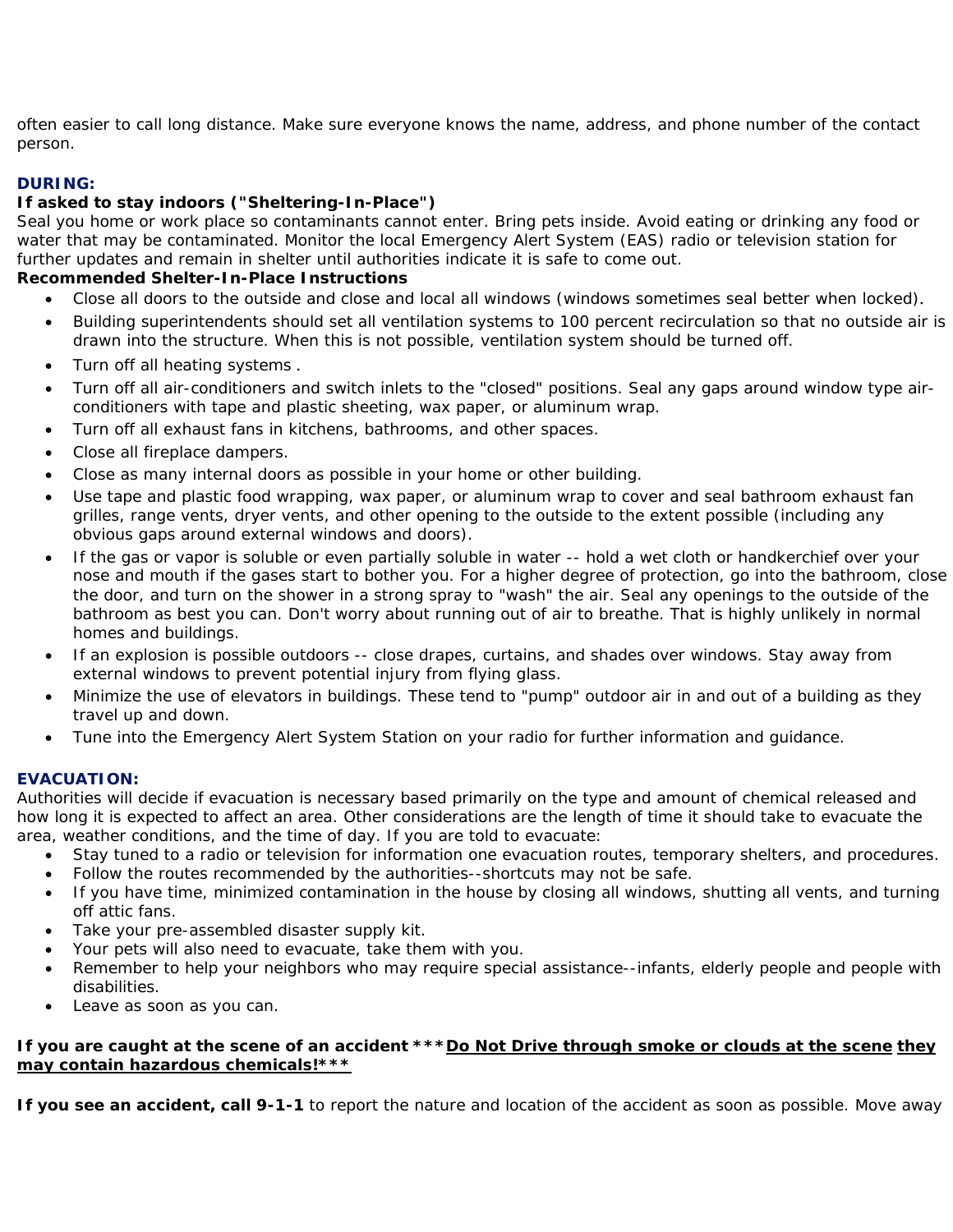often easier to call long distance. Make sure everyone knows the name, address, and phone number of the contact person.

**DURING:**

**If asked to stay indoors ("Sheltering-In-Place")**

Seal you home or work place so contaminants cannot enter. Bring pets inside. Avoid eating or drinking any food or water that may be contaminated. Monitor the local Emergency Alert System (EAS) radio or television station for further updates and remain in shelter until authorities indicate it is safe to come out.

**Recommended Shelter-In-Place Instructions**

- Close all doors to the outside and close and local all windows (windows sometimes seal better when locked).
- Building superintendents should set all ventilation systems to 100 percent recirculation so that no outside air is drawn into the structure. When this is not possible, ventilation system should be turned off.
- Turn off all heating systems .
- Turn off all air-conditioners and switch inlets to the "closed" positions. Seal any gaps around window type air-conditioners with tape and plastic sheeting, wax paper, or aluminum wrap.
- Turn off all exhaust fans in kitchens, bathrooms, and other spaces.
- Close all fireplace dampers.
- Close as many internal doors as possible in your home or other building.
- Use tape and plastic food wrapping, wax paper, or aluminum wrap to cover and seal bathroom exhaust fan grilles, range vents, dryer vents, and other opening to the outside to the extent possible (including any obvious gaps around external windows and doors).
- If the gas or vapor is soluble or even partially soluble in water -- hold a wet cloth or handkerchief over your nose and mouth if the gases start to bother you. For a higher degree of protection, go into the bathroom, close the door, and turn on the shower in a strong spray to "wash" the air. Seal any openings to the outside of the bathroom as best you can. Don't worry about running out of air to breathe. That is highly unlikely in normal homes and buildings.
- If an explosion is possible outdoors -- close drapes, curtains, and shades over windows. Stay away from external windows to prevent potential injury from flying glass.
- Minimize the use of elevators in buildings. These tend to "pump" outdoor air in and out of a building as they travel up and down.
- Tune into the Emergency Alert System Station on your radio for further information and guidance.

**EVACUATION:**

Authorities will decide if evacuation is necessary based primarily on the type and amount of chemical released and how long it is expected to affect an area. Other considerations are the length of time it should take to evacuate the area, weather conditions, and the time of day. If you are told to evacuate:

- Stay tuned to a radio or television for information one evacuation routes, temporary shelters, and procedures.
- Follow the routes recommended by the authorities--shortcuts may not be safe.
- If you have time, minimized contamination in the house by closing all windows, shutting all vents, and turning off attic fans.
- Take your pre-assembled disaster supply kit.
- Your pets will also need to evacuate, take them with you.
- Remember to help your neighbors who may require special assistance--infants, elderly people and people with disabilities.
- Leave as soon as you can.

**If you are caught at the scene of an accident \*\*\*<u>Do Not Drive through smoke or clouds at the scene</u> <u>they may contain hazardous chemicals!</u>\*\*\***

**If you see an accident, call 9-1-1** to report the nature and location of the accident as soon as possible. Move away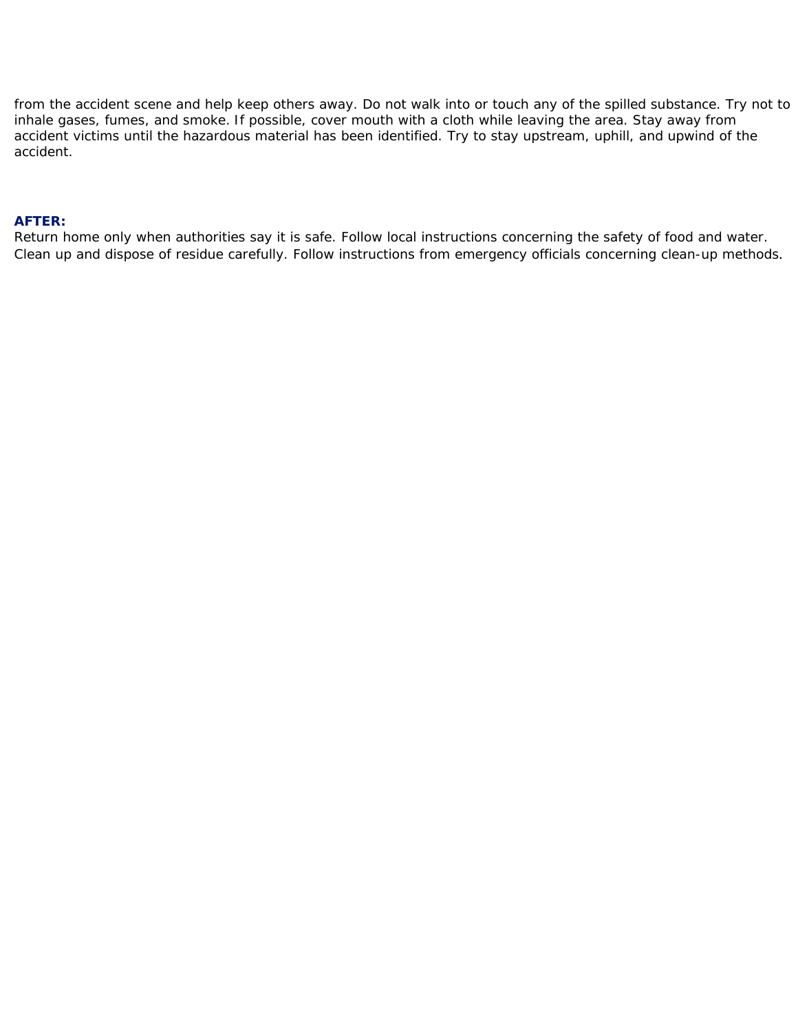from the accident scene and help keep others away. Do not walk into or touch any of the spilled substance. Try not to inhale gases, fumes, and smoke. If possible, cover mouth with a cloth while leaving the area. Stay away from accident victims until the hazardous material has been identified. Try to stay upstream, uphill, and upwind of the accident.

**AFTER:**

Return home only when authorities say it is safe. Follow local instructions concerning the safety of food and water. Clean up and dispose of residue carefully. Follow instructions from emergency officials concerning clean-up methods.